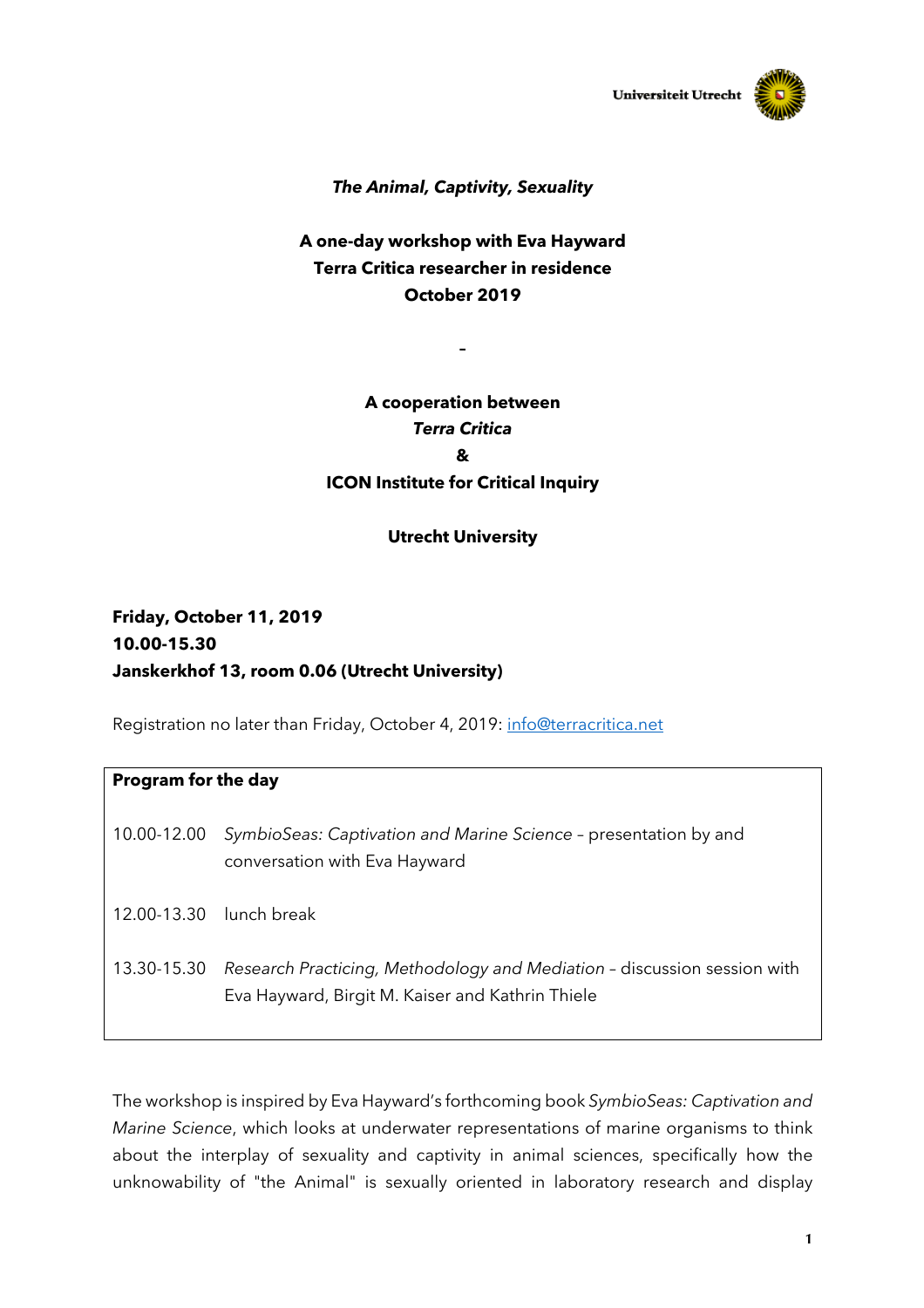Universiteit Utrecht

***The Animal, Captivity, Sexuality***

**A one-day workshop with Eva Hayward**
**Terra Critica researcher in residence**
**October 2019**

–

**A cooperation between**
***Terra Critica***
**&**
**ICON Institute for Critical Inquiry**

**Utrecht University**

**Friday, October 11, 2019**
**10.00-15.30**
**Janskerkhof 13, room 0.06 (Utrecht University)**

Registration no later than Friday, October 4, 2019: info@terracritica.net

**Program for the day**

| Time | Program |
|---|---|
| 10.00-12.00 | *SymbioSeas: Captivation and Marine Science* – presentation by and conversation with Eva Hayward |
| 12.00-13.30 | lunch break |
| 13.30-15.30 | *Research Practicing, Methodology and Mediation* – discussion session with Eva Hayward, Birgit M. Kaiser and Kathrin Thiele |

The workshop is inspired by Eva Hayward's forthcoming book *SymbioSeas: Captivation and Marine Science*, which looks at underwater representations of marine organisms to think about the interplay of sexuality and captivity in animal sciences, specifically how the unknowability of "the Animal" is sexually oriented in laboratory research and display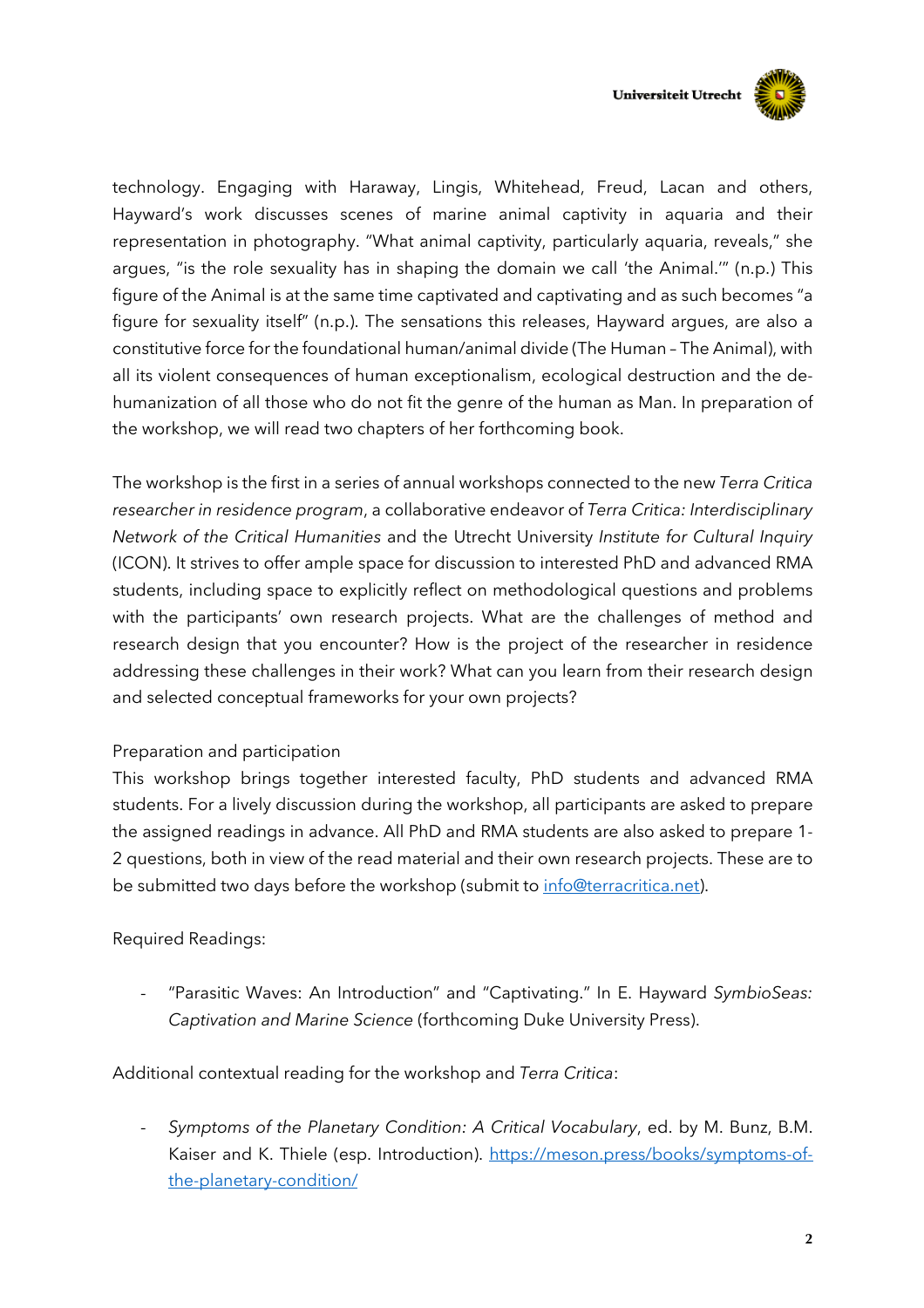technology. Engaging with Haraway, Lingis, Whitehead, Freud, Lacan and others, Hayward's work discusses scenes of marine animal captivity in aquaria and their representation in photography. "What animal captivity, particularly aquaria, reveals," she argues, "is the role sexuality has in shaping the domain we call 'the Animal.'" (n.p.) This figure of the Animal is at the same time captivated and captivating and as such becomes "a figure for sexuality itself" (n.p.). The sensations this releases, Hayward argues, are also a constitutive force for the foundational human/animal divide (The Human – The Animal), with all its violent consequences of human exceptionalism, ecological destruction and the de-humanization of all those who do not fit the genre of the human as Man. In preparation of the workshop, we will read two chapters of her forthcoming book.

The workshop is the first in a series of annual workshops connected to the new *Terra Critica researcher in residence program*, a collaborative endeavor of *Terra Critica: Interdisciplinary Network of the Critical Humanities* and the Utrecht University *Institute for Cultural Inquiry* (ICON). It strives to offer ample space for discussion to interested PhD and advanced RMA students, including space to explicitly reflect on methodological questions and problems with the participants' own research projects. What are the challenges of method and research design that you encounter? How is the project of the researcher in residence addressing these challenges in their work? What can you learn from their research design and selected conceptual frameworks for your own projects?

Preparation and participation

This workshop brings together interested faculty, PhD students and advanced RMA students. For a lively discussion during the workshop, all participants are asked to prepare the assigned readings in advance. All PhD and RMA students are also asked to prepare 1-2 questions, both in view of the read material and their own research projects. These are to be submitted two days before the workshop (submit to [info@terracritica.net](mailto:info@terracritica.net)).

Required Readings:

- "Parasitic Waves: An Introduction" and "Captivating." In E. Hayward *SymbioSeas: Captivation and Marine Science* (forthcoming Duke University Press).

Additional contextual reading for the workshop and *Terra Critica*:

- *Symptoms of the Planetary Condition: A Critical Vocabulary*, ed. by M. Bunz, B.M. Kaiser and K. Thiele (esp. Introduction). [https://meson.press/books/symptoms-of-the-planetary-condition/](https://meson.press/books/symptoms-of-the-planetary-condition/)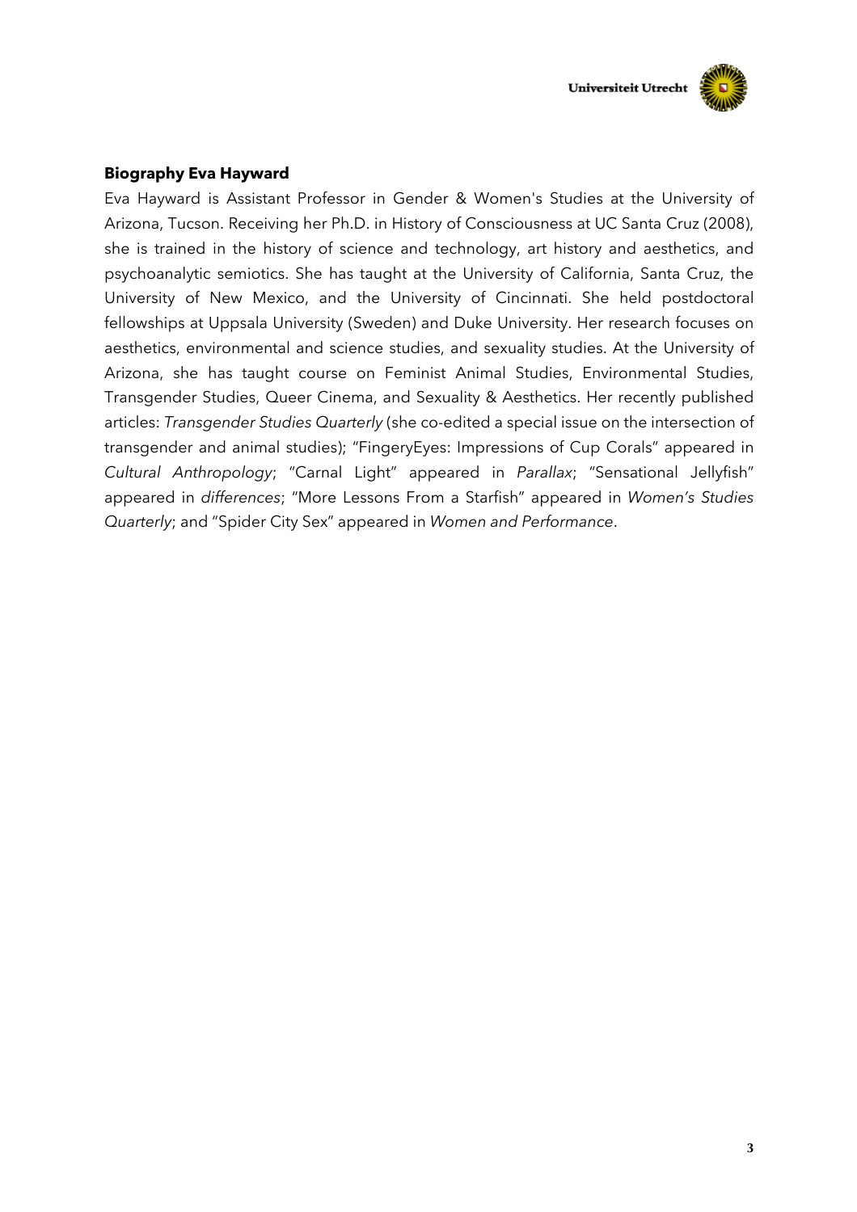**Biography Eva Hayward**

Eva Hayward is Assistant Professor in Gender & Women's Studies at the University of Arizona, Tucson. Receiving her Ph.D. in History of Consciousness at UC Santa Cruz (2008), she is trained in the history of science and technology, art history and aesthetics, and psychoanalytic semiotics. She has taught at the University of California, Santa Cruz, the University of New Mexico, and the University of Cincinnati. She held postdoctoral fellowships at Uppsala University (Sweden) and Duke University. Her research focuses on aesthetics, environmental and science studies, and sexuality studies. At the University of Arizona, she has taught course on Feminist Animal Studies, Environmental Studies, Transgender Studies, Queer Cinema, and Sexuality & Aesthetics. Her recently published articles: *Transgender Studies Quarterly* (she co-edited a special issue on the intersection of transgender and animal studies); "FingeryEyes: Impressions of Cup Corals" appeared in *Cultural Anthropology*; "Carnal Light" appeared in *Parallax*; "Sensational Jellyfish" appeared in *differences*; "More Lessons From a Starfish" appeared in *Women's Studies Quarterly*; and "Spider City Sex" appeared in *Women and Performance*.